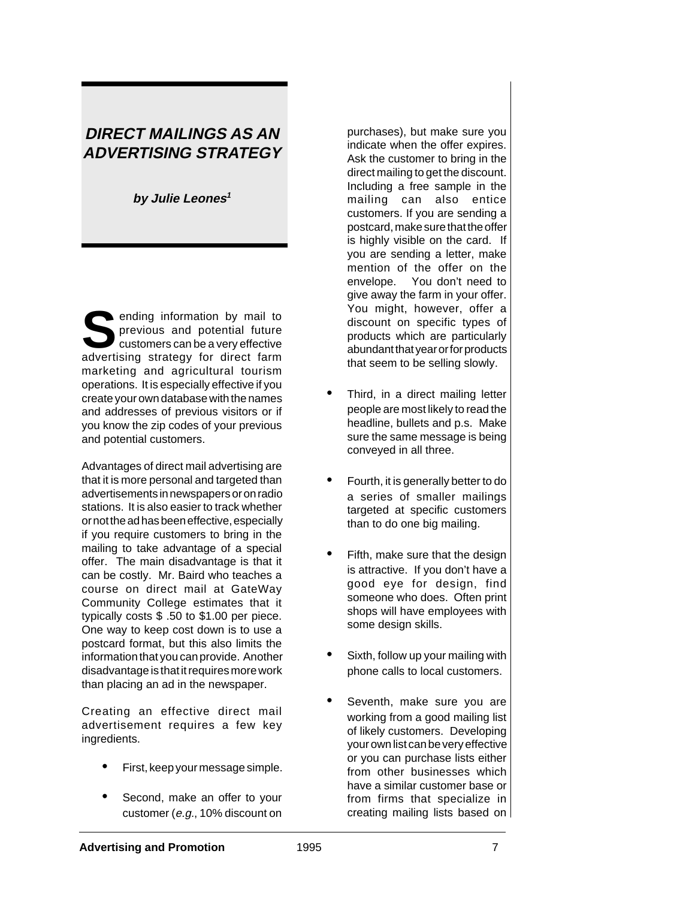# DIRECT MAILINGS AS AN ADVERTISING STRATEGY

**by Julie Leones[1]**

Sending information by mail to previous and potential future customers can be a very effective advertising strategy for direct farm marketing and agricultural tourism operations. It is especially effective if you create your own database with the names and addresses of previous visitors or if you know the zip codes of your previous and potential customers.

Advantages of direct mail advertising are that it is more personal and targeted than advertisements in newspapers or on radio stations. It is also easier to track whether or not the ad has been effective, especially if you require customers to bring in the mailing to take advantage of a special offer. The main disadvantage is that it can be costly. Mr. Baird who teaches a course on direct mail at GateWay Community College estimates that it typically costs $ .50 to $1.00 per piece. One way to keep cost down is to use a postcard format, but this also limits the information that you can provide. Another disadvantage is that it requires more work than placing an ad in the newspaper.

Creating an effective direct mail advertisement requires a few key ingredients.

- First, keep your message simple.
- Second, make an offer to your customer (*e.g.*, 10% discount on purchases), but make sure you indicate when the offer expires. Ask the customer to bring in the direct mailing to get the discount. Including a free sample in the mailing can also entice customers. If you are sending a postcard, make sure that the offer is highly visible on the card. If you are sending a letter, make mention of the offer on the envelope. You don't need to give away the farm in your offer. You might, however, offer a discount on specific types of products which are particularly abundant that year or for products that seem to be selling slowly.
- Third, in a direct mailing letter people are most likely to read the headline, bullets and p.s. Make sure the same message is being conveyed in all three.
- Fourth, it is generally better to do a series of smaller mailings targeted at specific customers than to do one big mailing.
- Fifth, make sure that the design is attractive. If you don't have a good eye for design, find someone who does. Often print shops will have employees with some design skills.
- Sixth, follow up your mailing with phone calls to local customers.
- Seventh, make sure you are working from a good mailing list of likely customers. Developing your own list can be very effective or you can purchase lists either from other businesses which have a similar customer base or from firms that specialize in creating mailing lists based on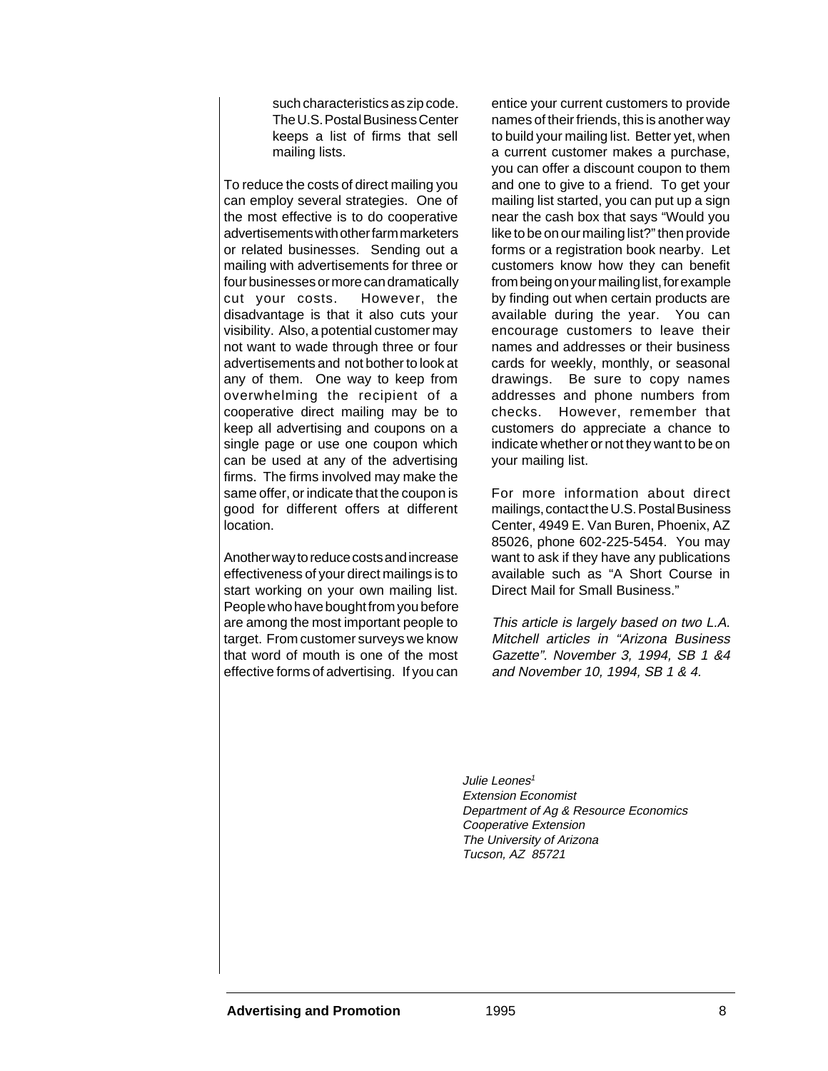such characteristics as zip code. The U.S. Postal Business Center keeps a list of firms that sell mailing lists.

To reduce the costs of direct mailing you can employ several strategies. One of the most effective is to do cooperative advertisements with other farm marketers or related businesses. Sending out a mailing with advertisements for three or four businesses or more can dramatically cut your costs. However, the disadvantage is that it also cuts your visibility. Also, a potential customer may not want to wade through three or four advertisements and not bother to look at any of them. One way to keep from overwhelming the recipient of a cooperative direct mailing may be to keep all advertising and coupons on a single page or use one coupon which can be used at any of the advertising firms. The firms involved may make the same offer, or indicate that the coupon is good for different offers at different location.

Another way to reduce costs and increase effectiveness of your direct mailings is to start working on your own mailing list. People who have bought from you before are among the most important people to target. From customer surveys we know that word of mouth is one of the most effective forms of advertising. If you can entice your current customers to provide names of their friends, this is another way to build your mailing list. Better yet, when a current customer makes a purchase, you can offer a discount coupon to them and one to give to a friend. To get your mailing list started, you can put up a sign near the cash box that says "Would you like to be on our mailing list?" then provide forms or a registration book nearby. Let customers know how they can benefit from being on your mailing list, for example by finding out when certain products are available during the year. You can encourage customers to leave their names and addresses or their business cards for weekly, monthly, or seasonal drawings. Be sure to copy names addresses and phone numbers from checks. However, remember that customers do appreciate a chance to indicate whether or not they want to be on your mailing list.

For more information about direct mailings, contact the U.S. Postal Business Center, 4949 E. Van Buren, Phoenix, AZ 85026, phone 602-225-5454. You may want to ask if they have any publications available such as "A Short Course in Direct Mail for Small Business."

*This article is largely based on two L.A. Mitchell articles in "Arizona Business Gazette". November 3, 1994, SB 1 &4 and November 10, 1994, SB 1 & 4.*

*Julie Leones[1]*
*Extension Economist*
*Department of Ag & Resource Economics*
*Cooperative Extension*
*The University of Arizona*
*Tucson, AZ 85721*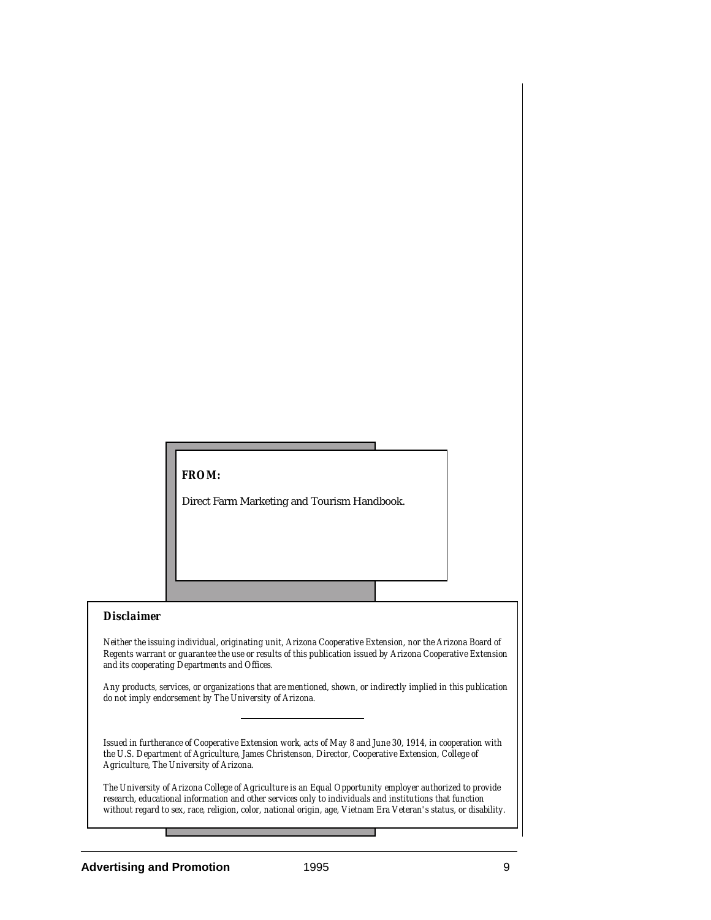**FROM:**

Direct Farm Marketing and Tourism Handbook.

### *Disclaimer*

*Neither the issuing individual, originating unit, Arizona Cooperative Extension, nor the Arizona Board of Regents warrant or guarantee the use or results of this publication issued by Arizona Cooperative Extension and its cooperating Departments and Offices.*

*Any products, services, or organizations that are mentioned, shown, or indirectly implied in this publication do not imply endorsement by The University of Arizona.*

---

*Issued in furtherance of Cooperative Extension work, acts of May 8 and June 30, 1914, in cooperation with the U.S. Department of Agriculture, James Christenson, Director, Cooperative Extension, College of Agriculture, The University of Arizona.*

*The University of Arizona College of Agriculture is an Equal Opportunity employer authorized to provide research, educational information and other services only to individuals and institutions that function without regard to sex, race, religion, color, national origin, age, Vietnam Era Veteran's status, or disability.*